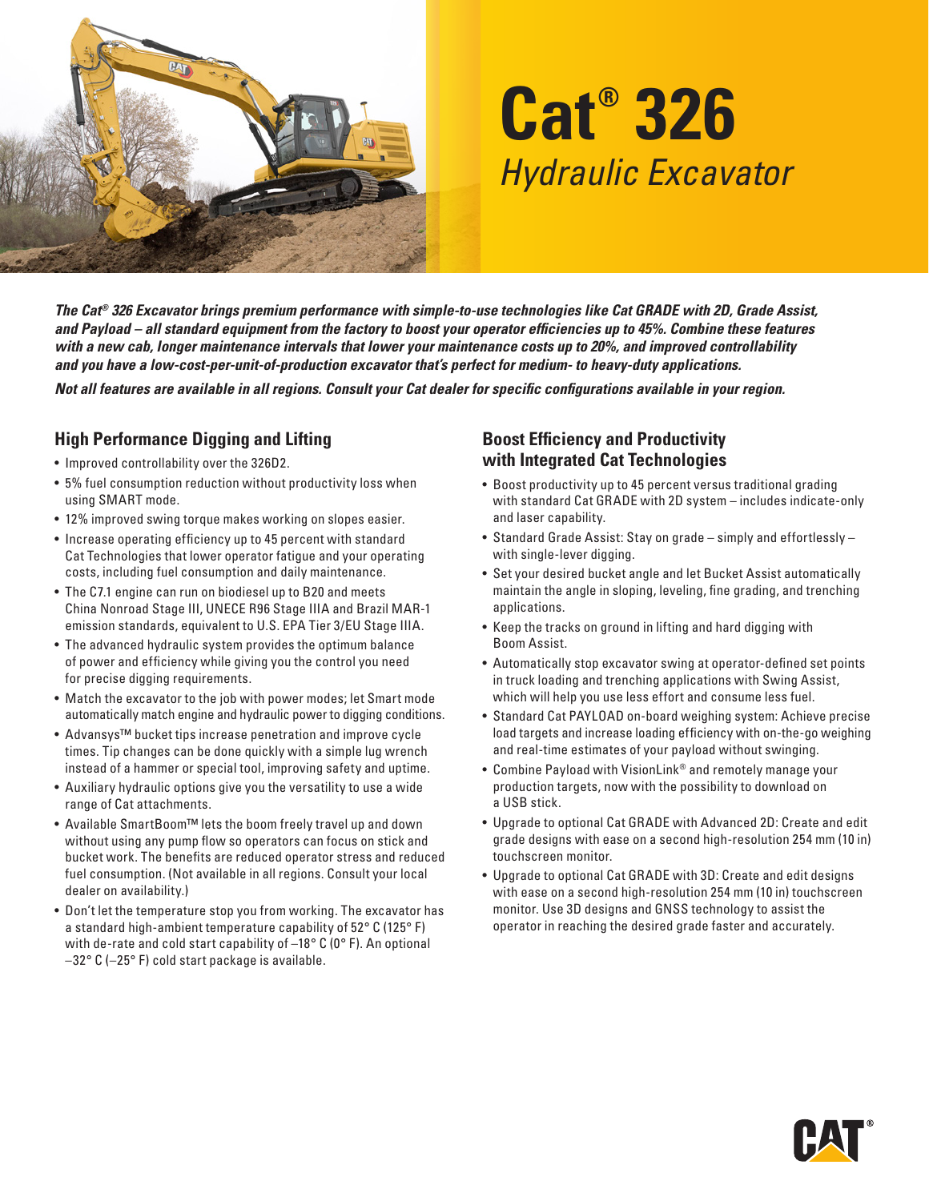# Cat® 326

## *Hydraulic Excavator*

***The Cat® 326 Excavator brings premium performance with simple-to-use technologies like Cat GRADE with 2D, Grade Assist, and Payload – all standard equipment from the factory to boost your operator efficiencies up to 45%. Combine these features with a new cab, longer maintenance intervals that lower your maintenance costs up to 20%, and improved controllability and you have a low-cost-per-unit-of-production excavator that's perfect for medium- to heavy-duty applications.***

***Not all features are available in all regions. Consult your Cat dealer for specific configurations available in your region.***

## High Performance Digging and Lifting

- Improved controllability over the 326D2.
- 5% fuel consumption reduction without productivity loss when using SMART mode.
- 12% improved swing torque makes working on slopes easier.
- Increase operating efficiency up to 45 percent with standard Cat Technologies that lower operator fatigue and your operating costs, including fuel consumption and daily maintenance.
- The C7.1 engine can run on biodiesel up to B20 and meets China Nonroad Stage III, UNECE R96 Stage IIIA and Brazil MAR-1 emission standards, equivalent to U.S. EPA Tier 3/EU Stage IIIA.
- The advanced hydraulic system provides the optimum balance of power and efficiency while giving you the control you need for precise digging requirements.
- Match the excavator to the job with power modes; let Smart mode automatically match engine and hydraulic power to digging conditions.
- Advansys™ bucket tips increase penetration and improve cycle times. Tip changes can be done quickly with a simple lug wrench instead of a hammer or special tool, improving safety and uptime.
- Auxiliary hydraulic options give you the versatility to use a wide range of Cat attachments.
- Available SmartBoom™ lets the boom freely travel up and down without using any pump flow so operators can focus on stick and bucket work. The benefits are reduced operator stress and reduced fuel consumption. (Not available in all regions. Consult your local dealer on availability.)
- Don't let the temperature stop you from working. The excavator has a standard high-ambient temperature capability of 52° C (125° F) with de-rate and cold start capability of –18° C (0° F). An optional –32° C (–25° F) cold start package is available.

## Boost Efficiency and Productivity with Integrated Cat Technologies

- Boost productivity up to 45 percent versus traditional grading with standard Cat GRADE with 2D system – includes indicate-only and laser capability.
- Standard Grade Assist: Stay on grade – simply and effortlessly – with single-lever digging.
- Set your desired bucket angle and let Bucket Assist automatically maintain the angle in sloping, leveling, fine grading, and trenching applications.
- Keep the tracks on ground in lifting and hard digging with Boom Assist.
- Automatically stop excavator swing at operator-defined set points in truck loading and trenching applications with Swing Assist, which will help you use less effort and consume less fuel.
- Standard Cat PAYLOAD on-board weighing system: Achieve precise load targets and increase loading efficiency with on-the-go weighing and real-time estimates of your payload without swinging.
- Combine Payload with VisionLink® and remotely manage your production targets, now with the possibility to download on a USB stick.
- Upgrade to optional Cat GRADE with Advanced 2D: Create and edit grade designs with ease on a second high-resolution 254 mm (10 in) touchscreen monitor.
- Upgrade to optional Cat GRADE with 3D: Create and edit designs with ease on a second high-resolution 254 mm (10 in) touchscreen monitor. Use 3D designs and GNSS technology to assist the operator in reaching the desired grade faster and accurately.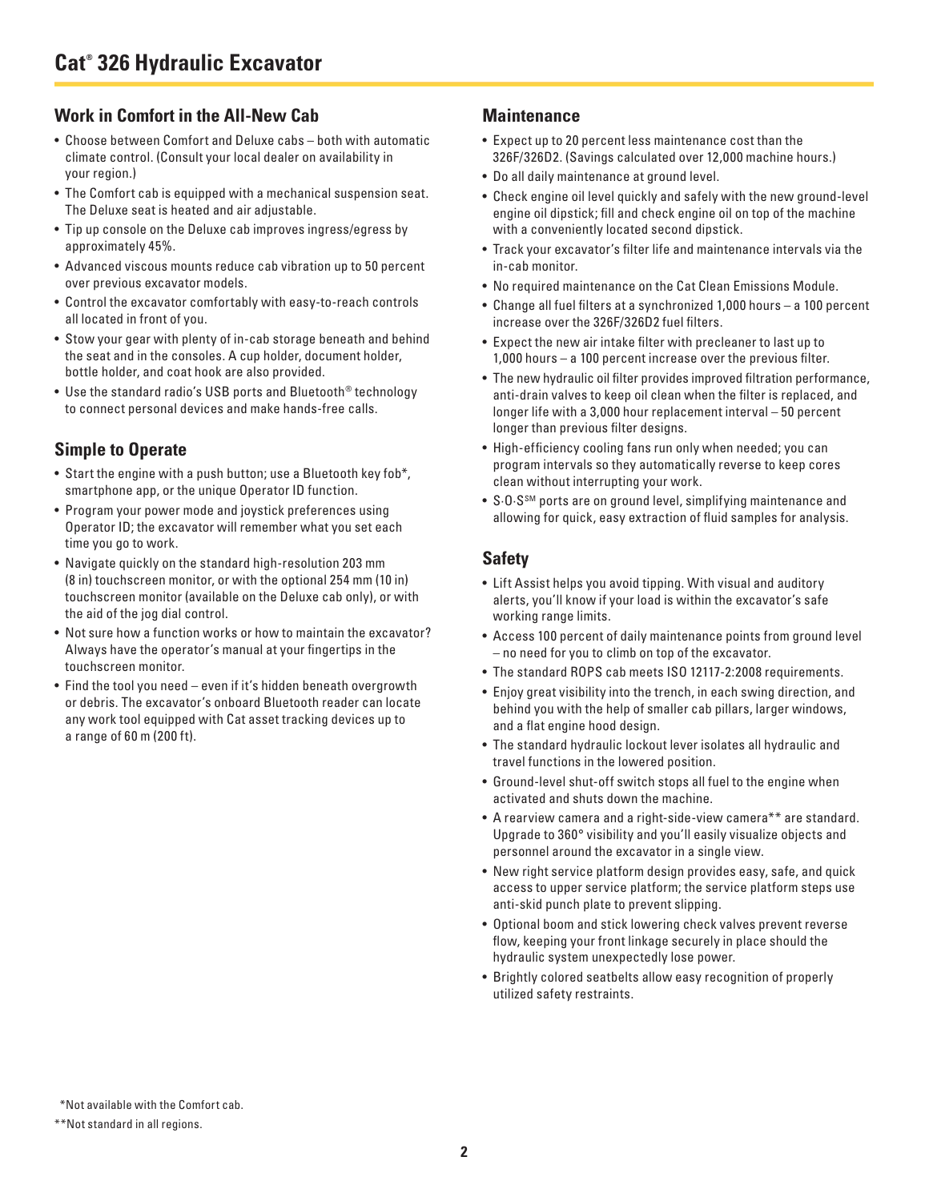# Cat® 326 Hydraulic Excavator

## Work in Comfort in the All-New Cab

- Choose between Comfort and Deluxe cabs – both with automatic climate control. (Consult your local dealer on availability in your region.)
- The Comfort cab is equipped with a mechanical suspension seat. The Deluxe seat is heated and air adjustable.
- Tip up console on the Deluxe cab improves ingress/egress by approximately 45%.
- Advanced viscous mounts reduce cab vibration up to 50 percent over previous excavator models.
- Control the excavator comfortably with easy-to-reach controls all located in front of you.
- Stow your gear with plenty of in-cab storage beneath and behind the seat and in the consoles. A cup holder, document holder, bottle holder, and coat hook are also provided.
- Use the standard radio's USB ports and Bluetooth® technology to connect personal devices and make hands-free calls.

## Simple to Operate

- Start the engine with a push button; use a Bluetooth key fob*, smartphone app, or the unique Operator ID function.
- Program your power mode and joystick preferences using Operator ID; the excavator will remember what you set each time you go to work.
- Navigate quickly on the standard high-resolution 203 mm (8 in) touchscreen monitor, or with the optional 254 mm (10 in) touchscreen monitor (available on the Deluxe cab only), or with the aid of the jog dial control.
- Not sure how a function works or how to maintain the excavator? Always have the operator's manual at your fingertips in the touchscreen monitor.
- Find the tool you need – even if it's hidden beneath overgrowth or debris. The excavator's onboard Bluetooth reader can locate any work tool equipped with Cat asset tracking devices up to a range of 60 m (200 ft).

## Maintenance

- Expect up to 20 percent less maintenance cost than the 326F/326D2. (Savings calculated over 12,000 machine hours.)
- Do all daily maintenance at ground level.
- Check engine oil level quickly and safely with the new ground-level engine oil dipstick; fill and check engine oil on top of the machine with a conveniently located second dipstick.
- Track your excavator's filter life and maintenance intervals via the in-cab monitor.
- No required maintenance on the Cat Clean Emissions Module.
- Change all fuel filters at a synchronized 1,000 hours – a 100 percent increase over the 326F/326D2 fuel filters.
- Expect the new air intake filter with precleaner to last up to 1,000 hours – a 100 percent increase over the previous filter.
- The new hydraulic oil filter provides improved filtration performance, anti-drain valves to keep oil clean when the filter is replaced, and longer life with a 3,000 hour replacement interval – 50 percent longer than previous filter designs.
- High-efficiency cooling fans run only when needed; you can program intervals so they automatically reverse to keep cores clean without interrupting your work.
- S·O·S℠ ports are on ground level, simplifying maintenance and allowing for quick, easy extraction of fluid samples for analysis.

## Safety

- Lift Assist helps you avoid tipping. With visual and auditory alerts, you'll know if your load is within the excavator's safe working range limits.
- Access 100 percent of daily maintenance points from ground level – no need for you to climb on top of the excavator.
- The standard ROPS cab meets ISO 12117-2:2008 requirements.
- Enjoy great visibility into the trench, in each swing direction, and behind you with the help of smaller cab pillars, larger windows, and a flat engine hood design.
- The standard hydraulic lockout lever isolates all hydraulic and travel functions in the lowered position.
- Ground-level shut-off switch stops all fuel to the engine when activated and shuts down the machine.
- A rearview camera and a right-side-view camera** are standard. Upgrade to 360° visibility and you'll easily visualize objects and personnel around the excavator in a single view.
- New right service platform design provides easy, safe, and quick access to upper service platform; the service platform steps use anti-skid punch plate to prevent slipping.
- Optional boom and stick lowering check valves prevent reverse flow, keeping your front linkage securely in place should the hydraulic system unexpectedly lose power.
- Brightly colored seatbelts allow easy recognition of properly utilized safety restraints.

*Not available with the Comfort cab.

**Not standard in all regions.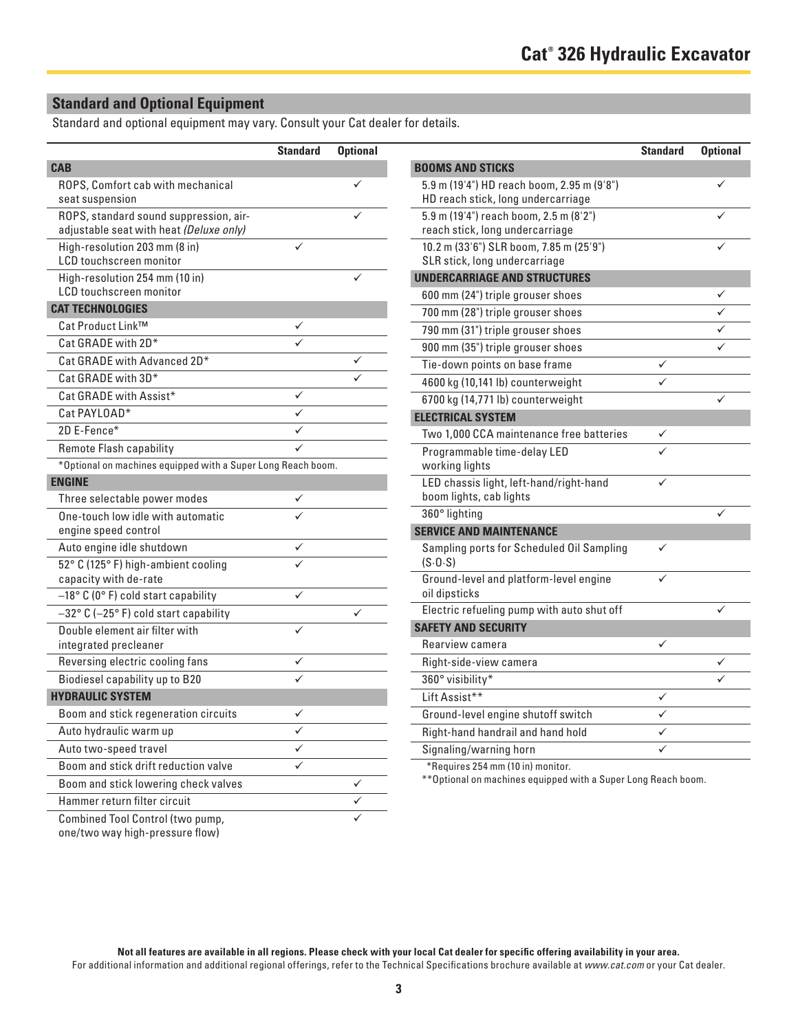## Standard and Optional Equipment

Standard and optional equipment may vary. Consult your Cat dealer for details.

| | Standard | Optional |
|---|---|---|
| **CAB** | | |
| ROPS, Comfort cab with mechanical seat suspension | | ✓ |
| ROPS, standard sound suppression, air-adjustable seat with heat *(Deluxe only)* | | ✓ |
| High-resolution 203 mm (8 in) LCD touchscreen monitor | ✓ | |
| High-resolution 254 mm (10 in) LCD touchscreen monitor | | ✓ |
| **CAT TECHNOLOGIES** | | |
| Cat Product Link™ | ✓ | |
| Cat GRADE with 2D* | ✓ | |
| Cat GRADE with Advanced 2D* | | ✓ |
| Cat GRADE with 3D* | | ✓ |
| Cat GRADE with Assist* | ✓ | |
| Cat PAYLOAD* | ✓ | |
| 2D E-Fence* | ✓ | |
| Remote Flash capability | ✓ | |
| *Optional on machines equipped with a Super Long Reach boom. | | |
| **ENGINE** | | |
| Three selectable power modes | ✓ | |
| One-touch low idle with automatic engine speed control | ✓ | |
| Auto engine idle shutdown | ✓ | |
| 52° C (125° F) high-ambient cooling capacity with de-rate | ✓ | |
| –18° C (0° F) cold start capability | ✓ | |
| –32° C (–25° F) cold start capability | | ✓ |
| Double element air filter with integrated precleaner | ✓ | |
| Reversing electric cooling fans | ✓ | |
| Biodiesel capability up to B20 | ✓ | |
| **HYDRAULIC SYSTEM** | | |
| Boom and stick regeneration circuits | ✓ | |
| Auto hydraulic warm up | ✓ | |
| Auto two-speed travel | ✓ | |
| Boom and stick drift reduction valve | ✓ | |
| Boom and stick lowering check valves | | ✓ |
| Hammer return filter circuit | | ✓ |
| Combined Tool Control (two pump, one/two way high-pressure flow) | | ✓ |

| | Standard | Optional |
|---|---|---|
| **BOOMS AND STICKS** | | |
| 5.9 m (19'4") HD reach boom, 2.95 m (9'8") HD reach stick, long undercarriage | | ✓ |
| 5.9 m (19'4") reach boom, 2.5 m (8'2") reach stick, long undercarriage | | ✓ |
| 10.2 m (33'6") SLR boom, 7.85 m (25'9") SLR stick, long undercarriage | | ✓ |
| **UNDERCARRIAGE AND STRUCTURES** | | |
| 600 mm (24") triple grouser shoes | | ✓ |
| 700 mm (28") triple grouser shoes | | ✓ |
| 790 mm (31") triple grouser shoes | | ✓ |
| 900 mm (35") triple grouser shoes | | ✓ |
| Tie-down points on base frame | ✓ | |
| 4600 kg (10,141 lb) counterweight | ✓ | |
| 6700 kg (14,771 lb) counterweight | | ✓ |
| **ELECTRICAL SYSTEM** | | |
| Two 1,000 CCA maintenance free batteries | ✓ | |
| Programmable time-delay LED working lights | ✓ | |
| LED chassis light, left-hand/right-hand boom lights, cab lights | ✓ | |
| 360° lighting | | ✓ |
| **SERVICE AND MAINTENANCE** | | |
| Sampling ports for Scheduled Oil Sampling (S·O·S) | ✓ | |
| Ground-level and platform-level engine oil dipsticks | ✓ | |
| Electric refueling pump with auto shut off | | ✓ |
| **SAFETY AND SECURITY** | | |
| Rearview camera | ✓ | |
| Right-side-view camera | | ✓ |
| 360° visibility* | | ✓ |
| Lift Assist** | ✓ | |
| Ground-level engine shutoff switch | ✓ | |
| Right-hand handrail and hand hold | ✓ | |
| Signaling/warning horn | ✓ | |

*Requires 254 mm (10 in) monitor.

**Optional on machines equipped with a Super Long Reach boom.

**Not all features are available in all regions. Please check with your local Cat dealer for specific offering availability in your area.**

For additional information and additional regional offerings, refer to the Technical Specifications brochure available at *www.cat.com* or your Cat dealer.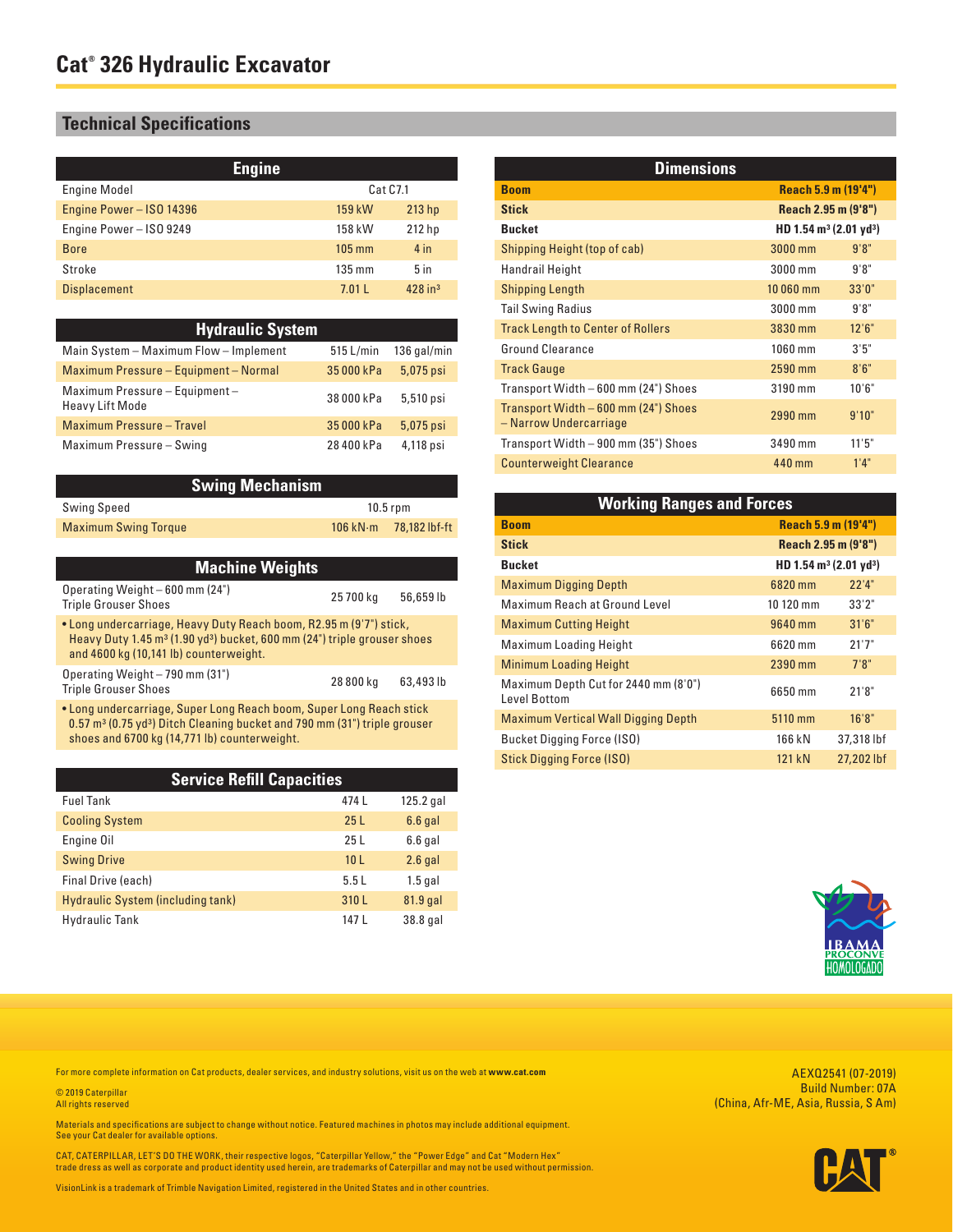# Cat® 326 Hydraulic Excavator

## Technical Specifications

| Engine | | |
|---|---|---|
| Engine Model | Cat C7.1 | |
| Engine Power – ISO 14396 | 159 kW | 213 hp |
| Engine Power – ISO 9249 | 158 kW | 212 hp |
| Bore | 105 mm | 4 in |
| Stroke | 135 mm | 5 in |
| Displacement | 7.01 L | 428 in³ |

| Hydraulic System | | |
|---|---|---|
| Main System – Maximum Flow – Implement | 515 L/min | 136 gal/min |
| Maximum Pressure – Equipment – Normal | 35 000 kPa | 5,075 psi |
| Maximum Pressure – Equipment – Heavy Lift Mode | 38 000 kPa | 5,510 psi |
| Maximum Pressure – Travel | 35 000 kPa | 5,075 psi |
| Maximum Pressure – Swing | 28 400 kPa | 4,118 psi |

| Swing Mechanism | | |
|---|---|---|
| Swing Speed | 10.5 rpm | |
| Maximum Swing Torque | 106 kN·m | 78,182 lbf-ft |

| Machine Weights | | |
|---|---|---|
| Operating Weight – 600 mm (24") Triple Grouser Shoes | 25 700 kg | 56,659 lb |
| • Long undercarriage, Heavy Duty Reach boom, R2.95 m (9'7") stick, Heavy Duty 1.45 m³ (1.90 yd³) bucket, 600 mm (24") triple grouser shoes and 4600 kg (10,141 lb) counterweight. | | |
| Operating Weight – 790 mm (31") Triple Grouser Shoes | 28 800 kg | 63,493 lb |
| • Long undercarriage, Super Long Reach boom, Super Long Reach stick 0.57 m³ (0.75 yd³) Ditch Cleaning bucket and 790 mm (31") triple grouser shoes and 6700 kg (14,771 lb) counterweight. | | |

| Service Refill Capacities | | |
|---|---|---|
| Fuel Tank | 474 L | 125.2 gal |
| Cooling System | 25 L | 6.6 gal |
| Engine Oil | 25 L | 6.6 gal |
| Swing Drive | 10 L | 2.6 gal |
| Final Drive (each) | 5.5 L | 1.5 gal |
| Hydraulic System (including tank) | 310 L | 81.9 gal |
| Hydraulic Tank | 147 L | 38.8 gal |

| Dimensions | | |
|---|---|---|
| **Boom** | **Reach 5.9 m (19'4")** | |
| **Stick** | **Reach 2.95 m (9'8")** | |
| **Bucket** | **HD 1.54 m³ (2.01 yd³)** | |
| Shipping Height (top of cab) | 3000 mm | 9'8" |
| Handrail Height | 3000 mm | 9'8" |
| Shipping Length | 10 060 mm | 33'0" |
| Tail Swing Radius | 3000 mm | 9'8" |
| Track Length to Center of Rollers | 3830 mm | 12'6" |
| Ground Clearance | 1060 mm | 3'5" |
| Track Gauge | 2590 mm | 8'6" |
| Transport Width – 600 mm (24") Shoes | 3190 mm | 10'6" |
| Transport Width – 600 mm (24") Shoes – Narrow Undercarriage | 2990 mm | 9'10" |
| Transport Width – 900 mm (35") Shoes | 3490 mm | 11'5" |
| Counterweight Clearance | 440 mm | 1'4" |

| Working Ranges and Forces | | |
|---|---|---|
| **Boom** | **Reach 5.9 m (19'4")** | |
| **Stick** | **Reach 2.95 m (9'8")** | |
| **Bucket** | **HD 1.54 m³ (2.01 yd³)** | |
| Maximum Digging Depth | 6820 mm | 22'4" |
| Maximum Reach at Ground Level | 10 120 mm | 33'2" |
| Maximum Cutting Height | 9640 mm | 31'6" |
| Maximum Loading Height | 6620 mm | 21'7" |
| Minimum Loading Height | 2390 mm | 7'8" |
| Maximum Depth Cut for 2440 mm (8'0") Level Bottom | 6650 mm | 21'8" |
| Maximum Vertical Wall Digging Depth | 5110 mm | 16'8" |
| Bucket Digging Force (ISO) | 166 kN | 37,318 lbf |
| Stick Digging Force (ISO) | 121 kN | 27,202 lbf |

IBAMA PROCONVE HOMOLOGADO

For more complete information on Cat products, dealer services, and industry solutions, visit us on the web at **www.cat.com**

© 2019 Caterpillar
All rights reserved

Materials and specifications are subject to change without notice. Featured machines in photos may include additional equipment. See your Cat dealer for available options.

CAT, CATERPILLAR, LET'S DO THE WORK, their respective logos, "Caterpillar Yellow," the "Power Edge" and Cat "Modern Hex" trade dress as well as corporate and product identity used herein, are trademarks of Caterpillar and may not be used without permission.

VisionLink is a trademark of Trimble Navigation Limited, registered in the United States and in other countries.

AEXQ2541 (07-2019)
Build Number: 07A
(China, Afr-ME, Asia, Russia, S Am)

CAT®